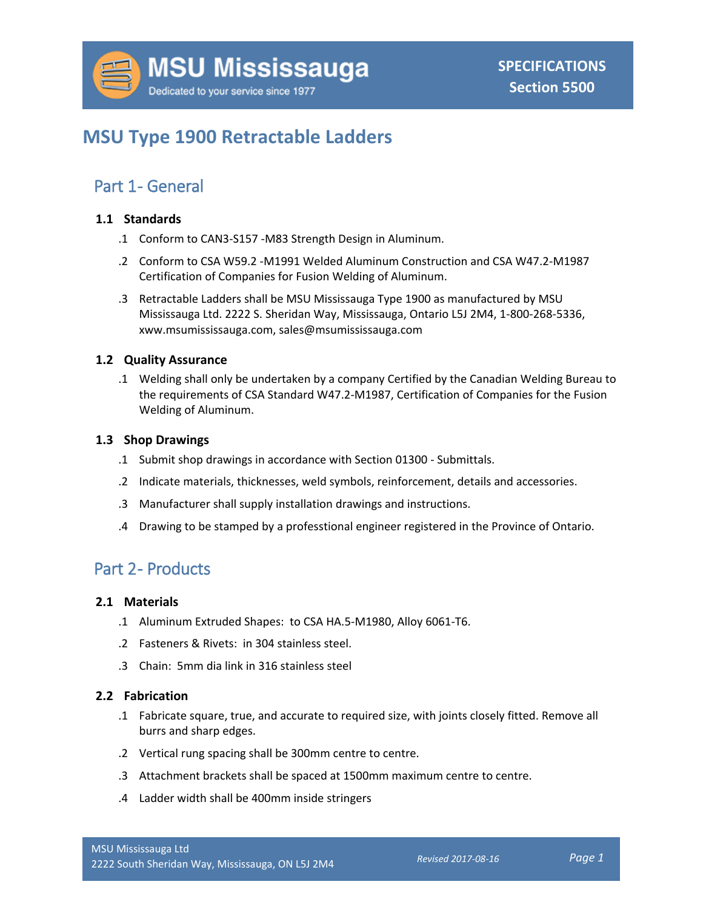MSU Mississauga

Dedicated to your service since 1977

**SPECIFICATIONS**
**Section 5500**

# MSU Type 1900 Retractable Ladders

## Part 1- General

### 1.1 Standards

.1 Conform to CAN3-S157 -M83 Strength Design in Aluminum.

.2 Conform to CSA W59.2 -M1991 Welded Aluminum Construction and CSA W47.2-M1987 Certification of Companies for Fusion Welding of Aluminum.

.3 Retractable Ladders shall be MSU Mississauga Type 1900 as manufactured by MSU Mississauga Ltd. 2222 S. Sheridan Way, Mississauga, Ontario L5J 2M4, 1-800-268-5336, xww.msumississauga.com, sales@msumississauga.com

### 1.2 Quality Assurance

.1 Welding shall only be undertaken by a company Certified by the Canadian Welding Bureau to the requirements of CSA Standard W47.2-M1987, Certification of Companies for the Fusion Welding of Aluminum.

### 1.3 Shop Drawings

.1 Submit shop drawings in accordance with Section 01300 - Submittals.

.2 Indicate materials, thicknesses, weld symbols, reinforcement, details and accessories.

.3 Manufacturer shall supply installation drawings and instructions.

.4 Drawing to be stamped by a professtional engineer registered in the Province of Ontario.

## Part 2- Products

### 2.1 Materials

.1 Aluminum Extruded Shapes: to CSA HA.5-M1980, Alloy 6061-T6.

.2 Fasteners & Rivets: in 304 stainless steel.

.3 Chain: 5mm dia link in 316 stainless steel

### 2.2 Fabrication

.1 Fabricate square, true, and accurate to required size, with joints closely fitted. Remove all burrs and sharp edges.

.2 Vertical rung spacing shall be 300mm centre to centre.

.3 Attachment brackets shall be spaced at 1500mm maximum centre to centre.

.4 Ladder width shall be 400mm inside stringers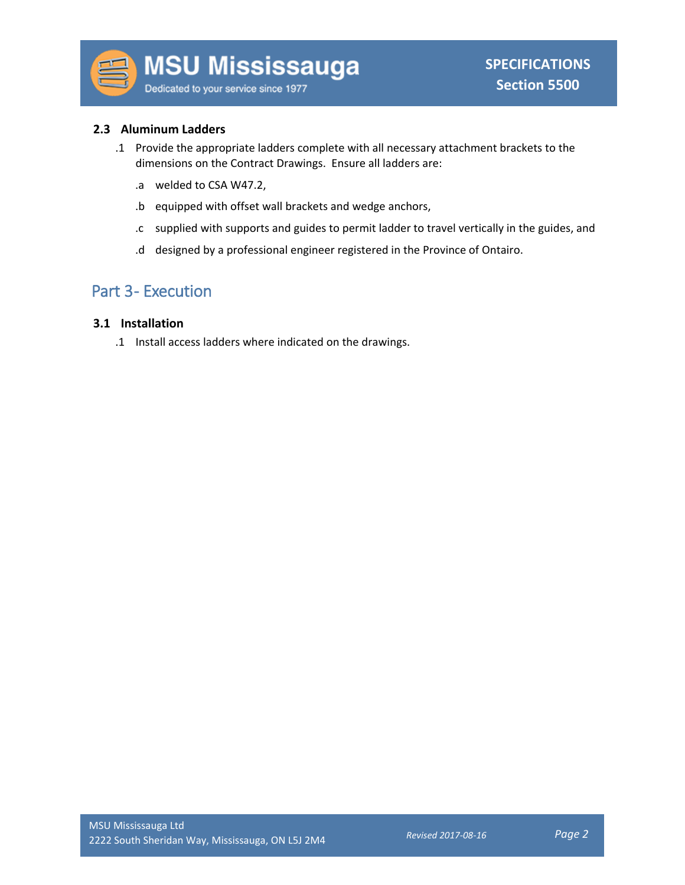### 2.3 Aluminum Ladders

.1 Provide the appropriate ladders complete with all necessary attachment brackets to the dimensions on the Contract Drawings. Ensure all ladders are:

- .a welded to CSA W47.2,
- .b equipped with offset wall brackets and wedge anchors,
- .c supplied with supports and guides to permit ladder to travel vertically in the guides, and
- .d designed by a professional engineer registered in the Province of Ontairo.

## Part 3- Execution

### 3.1 Installation

.1 Install access ladders where indicated on the drawings.